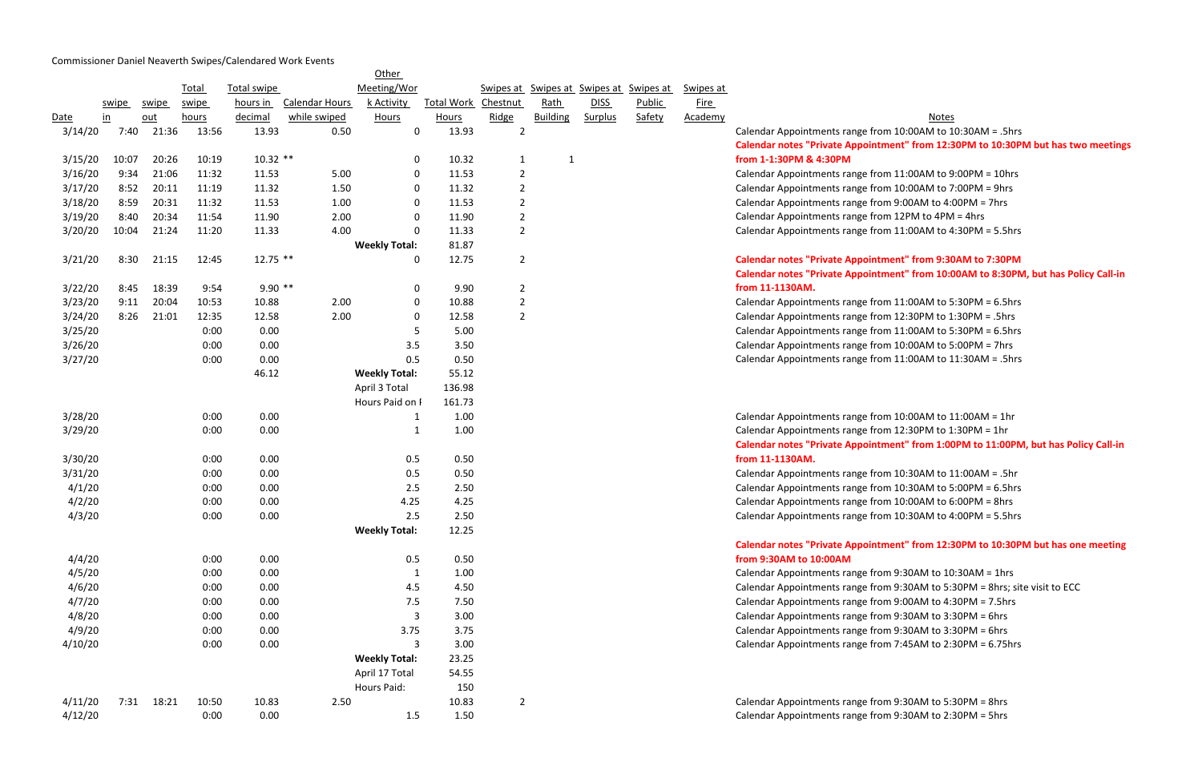Commissioner Daniel Neaverth Swipes/Calendared Work Events

| Date | swipe in | swipe out | Total swipe hours | Total swipe hours in decimal | Calendar Hours while swiped | Other Meeting/Work Activity Hours | Total Work Hours | Swipes at Chestnut Ridge | Swipes at Rath Building | Swipes at DISS Surplus | Swipes at Public Safety | Swipes at Fire Academy | Notes |
|---|---|---|---|---|---|---|---|---|---|---|---|---|---|
| 3/14/20 | 7:40 | 21:36 | 13:56 | 13.93 | 0.50 | 0 | 13.93 | 2 | | | | | Calendar Appointments range from 10:00AM to 10:30AM = .5hrs |
| 3/15/20 | 10:07 | 20:26 | 10:19 | 10.32 ** | | 0 | 10.32 | 1 | 1 | | | | **Calendar notes "Private Appointment" from 12:30PM to 10:30PM but has two meetings from 1-1:30PM & 4:30PM** |
| 3/16/20 | 9:34 | 21:06 | 11:32 | 11.53 | 5.00 | 0 | 11.53 | 2 | | | | | Calendar Appointments range from 11:00AM to 9:00PM = 10hrs |
| 3/17/20 | 8:52 | 20:11 | 11:19 | 11.32 | 1.50 | 0 | 11.32 | 2 | | | | | Calendar Appointments range from 10:00AM to 7:00PM = 9hrs |
| 3/18/20 | 8:59 | 20:31 | 11:32 | 11.53 | 1.00 | 0 | 11.53 | 2 | | | | | Calendar Appointments range from 9:00AM to 4:00PM = 7hrs |
| 3/19/20 | 8:40 | 20:34 | 11:54 | 11.90 | 2.00 | 0 | 11.90 | 2 | | | | | Calendar Appointments range from 12PM to 4PM = 4hrs |
| 3/20/20 | 10:04 | 21:24 | 11:20 | 11.33 | 4.00 | 0 | 11.33 | 2 | | | | | Calendar Appointments range from 11:00AM to 4:30PM = 5.5hrs |
| | | | | | | **Weekly Total:** | 81.87 | | | | | | |
| 3/21/20 | 8:30 | 21:15 | 12:45 | 12.75 ** | | 0 | 12.75 | 2 | | | | | **Calendar notes "Private Appointment" from 9:30AM to 7:30PM** |
| 3/22/20 | 8:45 | 18:39 | 9:54 | 9.90 ** | | 0 | 9.90 | 2 | | | | | **Calendar notes "Private Appointment" from 10:00AM to 8:30PM, but has Policy Call-in from 11-1130AM.** |
| 3/23/20 | 9:11 | 20:04 | 10:53 | 10.88 | 2.00 | 0 | 10.88 | 2 | | | | | Calendar Appointments range from 11:00AM to 5:30PM = 6.5hrs |
| 3/24/20 | 8:26 | 21:01 | 12:35 | 12.58 | 2.00 | 0 | 12.58 | 2 | | | | | Calendar Appointments range from 12:30PM to 1:30PM = .5hrs |
| 3/25/20 | | | 0:00 | 0.00 | | 5 | 5.00 | | | | | | Calendar Appointments range from 11:00AM to 5:30PM = 6.5hrs |
| 3/26/20 | | | 0:00 | 0.00 | | 3.5 | 3.50 | | | | | | Calendar Appointments range from 10:00AM to 5:00PM = 7hrs |
| 3/27/20 | | | 0:00 | 0.00 | | 0.5 | 0.50 | | | | | | Calendar Appointments range from 11:00AM to 11:30AM = .5hrs |
| | | | | 46.12 | | **Weekly Total:** | 55.12 | | | | | | |
| | | | | | | April 3 Total | 136.98 | | | | | | |
| | | | | | | Hours Paid on I | 161.73 | | | | | | |
| 3/28/20 | | | 0:00 | 0.00 | | 1 | 1.00 | | | | | | Calendar Appointments range from 10:00AM to 11:00AM = 1hr |
| 3/29/20 | | | 0:00 | 0.00 | | 1 | 1.00 | | | | | | Calendar Appointments range from 12:30PM to 1:30PM = 1hr |
| 3/30/20 | | | 0:00 | 0.00 | | 0.5 | 0.50 | | | | | | **Calendar notes "Private Appointment" from 1:00PM to 11:00PM, but has Policy Call-in from 11-1130AM.** |
| 3/31/20 | | | 0:00 | 0.00 | | 0.5 | 0.50 | | | | | | Calendar Appointments range from 10:30AM to 11:00AM = .5hr |
| 4/1/20 | | | 0:00 | 0.00 | | 2.5 | 2.50 | | | | | | Calendar Appointments range from 10:30AM to 5:00PM = 6.5hrs |
| 4/2/20 | | | 0:00 | 0.00 | | 4.25 | 4.25 | | | | | | Calendar Appointments range from 10:00AM to 6:00PM = 8hrs |
| 4/3/20 | | | 0:00 | 0.00 | | 2.5 | 2.50 | | | | | | Calendar Appointments range from 10:30AM to 4:00PM = 5.5hrs |
| | | | | | | **Weekly Total:** | 12.25 | | | | | | |
| 4/4/20 | | | 0:00 | 0.00 | | 0.5 | 0.50 | | | | | | **Calendar notes "Private Appointment" from 12:30PM to 10:30PM but has one meeting from 9:30AM to 10:00AM** |
| 4/5/20 | | | 0:00 | 0.00 | | 1 | 1.00 | | | | | | Calendar Appointments range from 9:30AM to 10:30AM = 1hrs |
| 4/6/20 | | | 0:00 | 0.00 | | 4.5 | 4.50 | | | | | | Calendar Appointments range from 9:30AM to 5:30PM = 8hrs; site visit to ECC |
| 4/7/20 | | | 0:00 | 0.00 | | 7.5 | 7.50 | | | | | | Calendar Appointments range from 9:00AM to 4:30PM = 7.5hrs |
| 4/8/20 | | | 0:00 | 0.00 | | 3 | 3.00 | | | | | | Calendar Appointments range from 9:30AM to 3:30PM = 6hrs |
| 4/9/20 | | | 0:00 | 0.00 | | 3.75 | 3.75 | | | | | | Calendar Appointments range from 9:30AM to 3:30PM = 6hrs |
| 4/10/20 | | | 0:00 | 0.00 | | 3 | 3.00 | | | | | | Calendar Appointments range from 7:45AM to 2:30PM = 6.75hrs |
| | | | | | | **Weekly Total:** | 23.25 | | | | | | |
| | | | | | | April 17 Total | 54.55 | | | | | | |
| | | | | | | Hours Paid: | 150 | | | | | | |
| 4/11/20 | 7:31 | 18:21 | 10:50 | 10.83 | 2.50 | | 10.83 | 2 | | | | | Calendar Appointments range from 9:30AM to 5:30PM = 8hrs |
| 4/12/20 | | | 0:00 | 0.00 | | 1.5 | 1.50 | | | | | | Calendar Appointments range from 9:30AM to 2:30PM = 5hrs |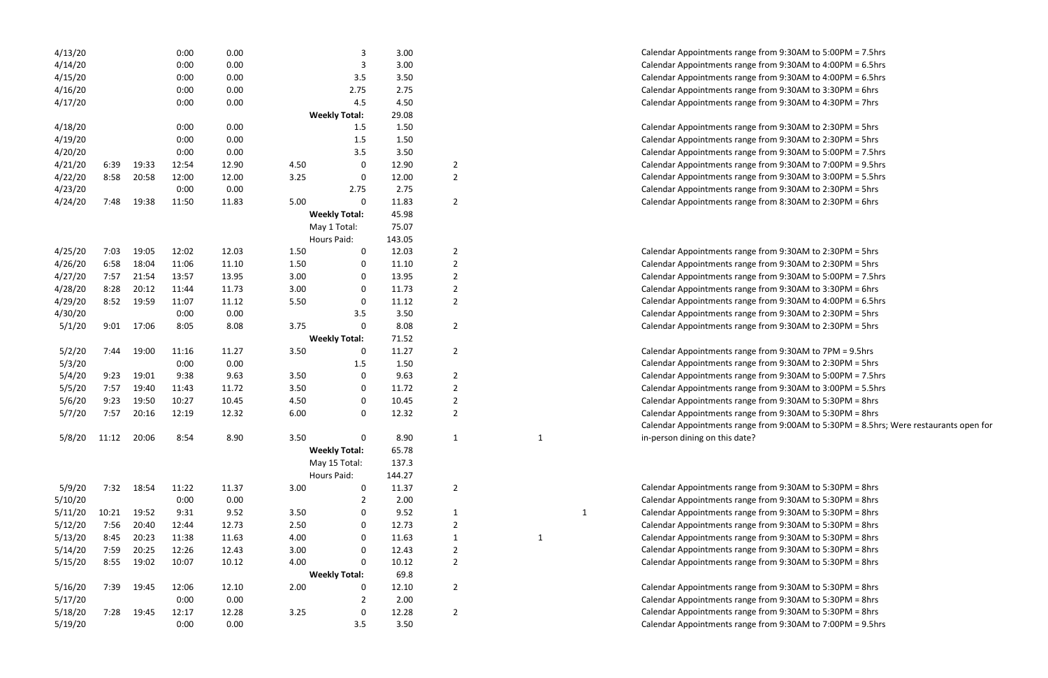| | | | | | | | | | | | |
|---|---|---|---|---|---|---|---|---|---|---|---|
| 4/13/20 | | | 0:00 | 0.00 | | 3 | 3.00 | | | | Calendar Appointments range from 9:30AM to 5:00PM = 7.5hrs |
| 4/14/20 | | | 0:00 | 0.00 | | 3 | 3.00 | | | | Calendar Appointments range from 9:30AM to 4:00PM = 6.5hrs |
| 4/15/20 | | | 0:00 | 0.00 | | 3.5 | 3.50 | | | | Calendar Appointments range from 9:30AM to 4:00PM = 6.5hrs |
| 4/16/20 | | | 0:00 | 0.00 | | 2.75 | 2.75 | | | | Calendar Appointments range from 9:30AM to 3:30PM = 6hrs |
| 4/17/20 | | | 0:00 | 0.00 | | 4.5 | 4.50 | | | | Calendar Appointments range from 9:30AM to 4:30PM = 7hrs |
| | | | | | | **Weekly Total:** | 29.08 | | | | |
| 4/18/20 | | | 0:00 | 0.00 | | 1.5 | 1.50 | | | | Calendar Appointments range from 9:30AM to 2:30PM = 5hrs |
| 4/19/20 | | | 0:00 | 0.00 | | 1.5 | 1.50 | | | | Calendar Appointments range from 9:30AM to 2:30PM = 5hrs |
| 4/20/20 | | | 0:00 | 0.00 | | 3.5 | 3.50 | | | | Calendar Appointments range from 9:30AM to 5:00PM = 7.5hrs |
| 4/21/20 | 6:39 | 19:33 | 12:54 | 12.90 | 4.50 | 0 | 12.90 | 2 | | | Calendar Appointments range from 9:30AM to 7:00PM = 9.5hrs |
| 4/22/20 | 8:58 | 20:58 | 12:00 | 12.00 | 3.25 | 0 | 12.00 | 2 | | | Calendar Appointments range from 9:30AM to 3:00PM = 5.5hrs |
| 4/23/20 | | | 0:00 | 0.00 | | 2.75 | 2.75 | | | | Calendar Appointments range from 9:30AM to 2:30PM = 5hrs |
| 4/24/20 | 7:48 | 19:38 | 11:50 | 11.83 | 5.00 | 0 | 11.83 | 2 | | | Calendar Appointments range from 8:30AM to 2:30PM = 6hrs |
| | | | | | | **Weekly Total:** | 45.98 | | | | |
| | | | | | | May 1 Total: | 75.07 | | | | |
| | | | | | | Hours Paid: | 143.05 | | | | |
| 4/25/20 | 7:03 | 19:05 | 12:02 | 12.03 | 1.50 | 0 | 12.03 | 2 | | | Calendar Appointments range from 9:30AM to 2:30PM = 5hrs |
| 4/26/20 | 6:58 | 18:04 | 11:06 | 11.10 | 1.50 | 0 | 11.10 | 2 | | | Calendar Appointments range from 9:30AM to 2:30PM = 5hrs |
| 4/27/20 | 7:57 | 21:54 | 13:57 | 13.95 | 3.00 | 0 | 13.95 | 2 | | | Calendar Appointments range from 9:30AM to 5:00PM = 7.5hrs |
| 4/28/20 | 8:28 | 20:12 | 11:44 | 11.73 | 3.00 | 0 | 11.73 | 2 | | | Calendar Appointments range from 9:30AM to 3:30PM = 6hrs |
| 4/29/20 | 8:52 | 19:59 | 11:07 | 11.12 | 5.50 | 0 | 11.12 | 2 | | | Calendar Appointments range from 9:30AM to 4:00PM = 6.5hrs |
| 4/30/20 | | | 0:00 | 0.00 | | 3.5 | 3.50 | | | | Calendar Appointments range from 9:30AM to 2:30PM = 5hrs |
| 5/1/20 | 9:01 | 17:06 | 8:05 | 8.08 | 3.75 | 0 | 8.08 | 2 | | | Calendar Appointments range from 9:30AM to 2:30PM = 5hrs |
| | | | | | | **Weekly Total:** | 71.52 | | | | |
| 5/2/20 | 7:44 | 19:00 | 11:16 | 11.27 | 3.50 | 0 | 11.27 | 2 | | | Calendar Appointments range from 9:30AM to 7PM = 9.5hrs |
| 5/3/20 | | | 0:00 | 0.00 | | 1.5 | 1.50 | | | | Calendar Appointments range from 9:30AM to 2:30PM = 5hrs |
| 5/4/20 | 9:23 | 19:01 | 9:38 | 9.63 | 3.50 | 0 | 9.63 | 2 | | | Calendar Appointments range from 9:30AM to 5:00PM = 7.5hrs |
| 5/5/20 | 7:57 | 19:40 | 11:43 | 11.72 | 3.50 | 0 | 11.72 | 2 | | | Calendar Appointments range from 9:30AM to 3:00PM = 5.5hrs |
| 5/6/20 | 9:23 | 19:50 | 10:27 | 10.45 | 4.50 | 0 | 10.45 | 2 | | | Calendar Appointments range from 9:30AM to 5:30PM = 8hrs |
| 5/7/20 | 7:57 | 20:16 | 12:19 | 12.32 | 6.00 | 0 | 12.32 | 2 | | | Calendar Appointments range from 9:30AM to 5:30PM = 8hrs |
| 5/8/20 | 11:12 | 20:06 | 8:54 | 8.90 | 3.50 | 0 | 8.90 | 1 | 1 | | Calendar Appointments range from 9:00AM to 5:30PM = 8.5hrs; Were restaurants open for in-person dining on this date? |
| | | | | | | **Weekly Total:** | 65.78 | | | | |
| | | | | | | May 15 Total: | 137.3 | | | | |
| | | | | | | Hours Paid: | 144.27 | | | | |
| 5/9/20 | 7:32 | 18:54 | 11:22 | 11.37 | 3.00 | 0 | 11.37 | 2 | | | Calendar Appointments range from 9:30AM to 5:30PM = 8hrs |
| 5/10/20 | | | 0:00 | 0.00 | | 2 | 2.00 | | | | Calendar Appointments range from 9:30AM to 5:30PM = 8hrs |
| 5/11/20 | 10:21 | 19:52 | 9:31 | 9.52 | 3.50 | 0 | 9.52 | 1 | | 1 | Calendar Appointments range from 9:30AM to 5:30PM = 8hrs |
| 5/12/20 | 7:56 | 20:40 | 12:44 | 12.73 | 2.50 | 0 | 12.73 | 2 | | | Calendar Appointments range from 9:30AM to 5:30PM = 8hrs |
| 5/13/20 | 8:45 | 20:23 | 11:38 | 11.63 | 4.00 | 0 | 11.63 | 1 | | 1 | Calendar Appointments range from 9:30AM to 5:30PM = 8hrs |
| 5/14/20 | 7:59 | 20:25 | 12:26 | 12.43 | 3.00 | 0 | 12.43 | 2 | | | Calendar Appointments range from 9:30AM to 5:30PM = 8hrs |
| 5/15/20 | 8:55 | 19:02 | 10:07 | 10.12 | 4.00 | 0 | 10.12 | 2 | | | Calendar Appointments range from 9:30AM to 5:30PM = 8hrs |
| | | | | | | **Weekly Total:** | 69.8 | | | | |
| 5/16/20 | 7:39 | 19:45 | 12:06 | 12.10 | 2.00 | 0 | 12.10 | 2 | | | Calendar Appointments range from 9:30AM to 5:30PM = 8hrs |
| 5/17/20 | | | 0:00 | 0.00 | | 2 | 2.00 | | | | Calendar Appointments range from 9:30AM to 5:30PM = 8hrs |
| 5/18/20 | 7:28 | 19:45 | 12:17 | 12.28 | 3.25 | 0 | 12.28 | 2 | | | Calendar Appointments range from 9:30AM to 5:30PM = 8hrs |
| 5/19/20 | | | 0:00 | 0.00 | | 3.5 | 3.50 | | | | Calendar Appointments range from 9:30AM to 7:00PM = 9.5hrs |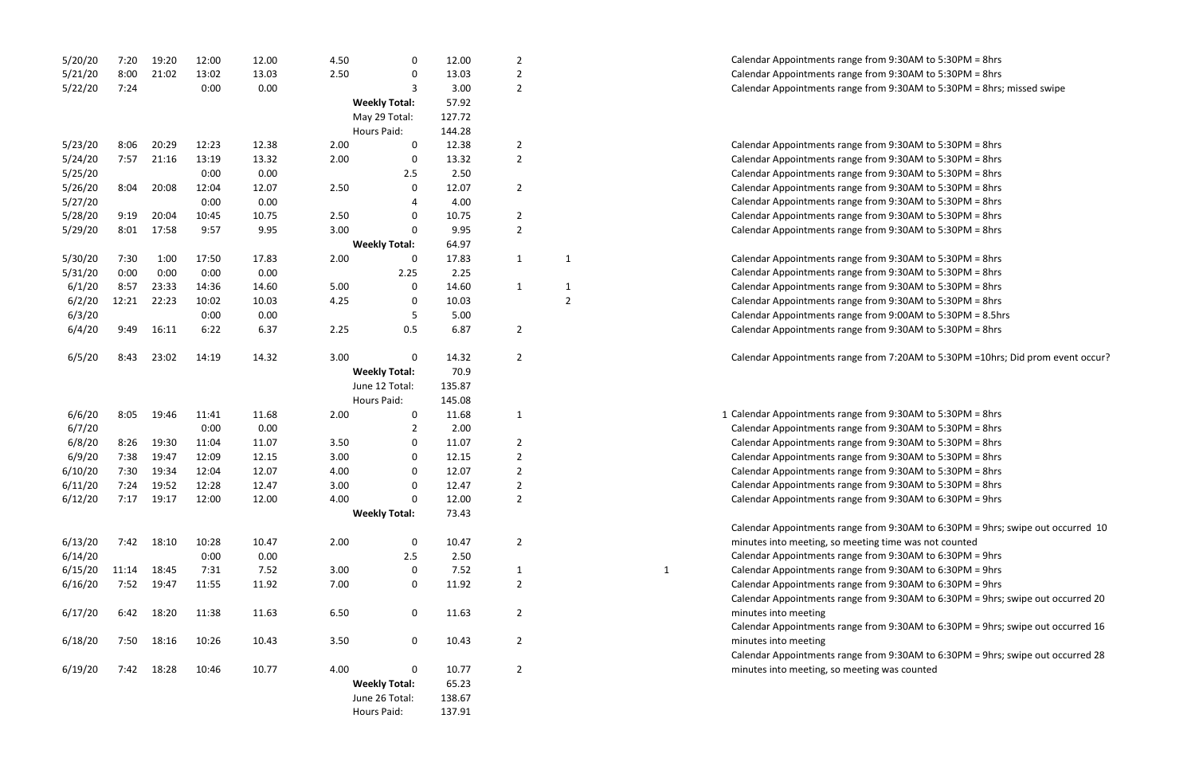| | | | | | | | | | | | |
|---|---|---|---|---|---|---|---|---|---|---|---|
| 5/20/20 | 7:20 | 19:20 | 12:00 | 12.00 | 4.50 | 0 | 12.00 | 2 | | | Calendar Appointments range from 9:30AM to 5:30PM = 8hrs |
| 5/21/20 | 8:00 | 21:02 | 13:02 | 13.03 | 2.50 | 0 | 13.03 | 2 | | | Calendar Appointments range from 9:30AM to 5:30PM = 8hrs |
| 5/22/20 | 7:24 | | 0:00 | 0.00 | | 3 | 3.00 | 2 | | | Calendar Appointments range from 9:30AM to 5:30PM = 8hrs; missed swipe |
| | | | | | | **Weekly Total:** | 57.92 | | | | |
| | | | | | | May 29 Total: | 127.72 | | | | |
| | | | | | | Hours Paid: | 144.28 | | | | |
| 5/23/20 | 8:06 | 20:29 | 12:23 | 12.38 | 2.00 | 0 | 12.38 | 2 | | | Calendar Appointments range from 9:30AM to 5:30PM = 8hrs |
| 5/24/20 | 7:57 | 21:16 | 13:19 | 13.32 | 2.00 | 0 | 13.32 | 2 | | | Calendar Appointments range from 9:30AM to 5:30PM = 8hrs |
| 5/25/20 | | | 0:00 | 0.00 | | 2.5 | 2.50 | | | | Calendar Appointments range from 9:30AM to 5:30PM = 8hrs |
| 5/26/20 | 8:04 | 20:08 | 12:04 | 12.07 | 2.50 | 0 | 12.07 | 2 | | | Calendar Appointments range from 9:30AM to 5:30PM = 8hrs |
| 5/27/20 | | | 0:00 | 0.00 | | 4 | 4.00 | | | | Calendar Appointments range from 9:30AM to 5:30PM = 8hrs |
| 5/28/20 | 9:19 | 20:04 | 10:45 | 10.75 | 2.50 | 0 | 10.75 | 2 | | | Calendar Appointments range from 9:30AM to 5:30PM = 8hrs |
| 5/29/20 | 8:01 | 17:58 | 9:57 | 9.95 | 3.00 | 0 | 9.95 | 2 | | | Calendar Appointments range from 9:30AM to 5:30PM = 8hrs |
| | | | | | | **Weekly Total:** | 64.97 | | | | |
| 5/30/20 | 7:30 | 1:00 | 17:50 | 17.83 | 2.00 | 0 | 17.83 | 1 | 1 | | Calendar Appointments range from 9:30AM to 5:30PM = 8hrs |
| 5/31/20 | 0:00 | 0:00 | 0:00 | 0.00 | | 2.25 | 2.25 | | | | Calendar Appointments range from 9:30AM to 5:30PM = 8hrs |
| 6/1/20 | 8:57 | 23:33 | 14:36 | 14.60 | 5.00 | 0 | 14.60 | 1 | 1 | | Calendar Appointments range from 9:30AM to 5:30PM = 8hrs |
| 6/2/20 | 12:21 | 22:23 | 10:02 | 10.03 | 4.25 | 0 | 10.03 | | 2 | | Calendar Appointments range from 9:30AM to 5:30PM = 8hrs |
| 6/3/20 | | | 0:00 | 0.00 | | 5 | 5.00 | | | | Calendar Appointments range from 9:00AM to 5:30PM = 8.5hrs |
| 6/4/20 | 9:49 | 16:11 | 6:22 | 6.37 | 2.25 | 0.5 | 6.87 | 2 | | | Calendar Appointments range from 9:30AM to 5:30PM = 8hrs |
| 6/5/20 | 8:43 | 23:02 | 14:19 | 14.32 | 3.00 | 0 | 14.32 | 2 | | | Calendar Appointments range from 7:20AM to 5:30PM =10hrs; Did prom event occur? |
| | | | | | | **Weekly Total:** | 70.9 | | | | |
| | | | | | | June 12 Total: | 135.87 | | | | |
| | | | | | | Hours Paid: | 145.08 | | | | |
| 6/6/20 | 8:05 | 19:46 | 11:41 | 11.68 | 2.00 | 0 | 11.68 | 1 | | | 1 Calendar Appointments range from 9:30AM to 5:30PM = 8hrs |
| 6/7/20 | | | 0:00 | 0.00 | | 2 | 2.00 | | | | Calendar Appointments range from 9:30AM to 5:30PM = 8hrs |
| 6/8/20 | 8:26 | 19:30 | 11:04 | 11.07 | 3.50 | 0 | 11.07 | 2 | | | Calendar Appointments range from 9:30AM to 5:30PM = 8hrs |
| 6/9/20 | 7:38 | 19:47 | 12:09 | 12.15 | 3.00 | 0 | 12.15 | 2 | | | Calendar Appointments range from 9:30AM to 5:30PM = 8hrs |
| 6/10/20 | 7:30 | 19:34 | 12:04 | 12.07 | 4.00 | 0 | 12.07 | 2 | | | Calendar Appointments range from 9:30AM to 5:30PM = 8hrs |
| 6/11/20 | 7:24 | 19:52 | 12:28 | 12.47 | 3.00 | 0 | 12.47 | 2 | | | Calendar Appointments range from 9:30AM to 5:30PM = 8hrs |
| 6/12/20 | 7:17 | 19:17 | 12:00 | 12.00 | 4.00 | 0 | 12.00 | 2 | | | Calendar Appointments range from 9:30AM to 6:30PM = 9hrs |
| | | | | | | **Weekly Total:** | 73.43 | | | | |
| 6/13/20 | 7:42 | 18:10 | 10:28 | 10.47 | 2.00 | 0 | 10.47 | 2 | | | Calendar Appointments range from 9:30AM to 6:30PM = 9hrs; swipe out occurred 10 minutes into meeting, so meeting time was not counted |
| 6/14/20 | | | 0:00 | 0.00 | | 2.5 | 2.50 | | | | Calendar Appointments range from 9:30AM to 6:30PM = 9hrs |
| 6/15/20 | 11:14 | 18:45 | 7:31 | 7.52 | 3.00 | 0 | 7.52 | 1 | | 1 | Calendar Appointments range from 9:30AM to 6:30PM = 9hrs |
| 6/16/20 | 7:52 | 19:47 | 11:55 | 11.92 | 7.00 | 0 | 11.92 | 2 | | | Calendar Appointments range from 9:30AM to 6:30PM = 9hrs |
| 6/17/20 | 6:42 | 18:20 | 11:38 | 11.63 | 6.50 | 0 | 11.63 | 2 | | | Calendar Appointments range from 9:30AM to 6:30PM = 9hrs; swipe out occurred 20 minutes into meeting |
| 6/18/20 | 7:50 | 18:16 | 10:26 | 10.43 | 3.50 | 0 | 10.43 | 2 | | | Calendar Appointments range from 9:30AM to 6:30PM = 9hrs; swipe out occurred 16 minutes into meeting |
| 6/19/20 | 7:42 | 18:28 | 10:46 | 10.77 | 4.00 | 0 | 10.77 | 2 | | | Calendar Appointments range from 9:30AM to 6:30PM = 9hrs; swipe out occurred 28 minutes into meeting, so meeting was counted |
| | | | | | | **Weekly Total:** | 65.23 | | | | |
| | | | | | | June 26 Total: | 138.67 | | | | |
| | | | | | | Hours Paid: | 137.91 | | | | |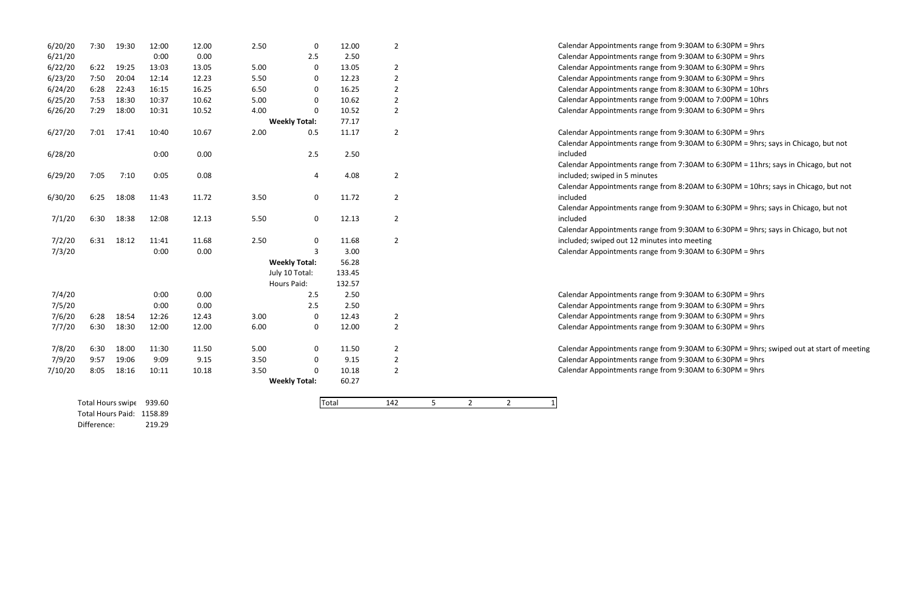| | | | | | | | | | |
|---|---|---|---|---|---|---|---|---|---|
| 6/20/20 | 7:30 | 19:30 | 12:00 | 12.00 | 2.50 | 0 | 12.00 | 2 | Calendar Appointments range from 9:30AM to 6:30PM = 9hrs |
| 6/21/20 | | | 0:00 | 0.00 | | 2.5 | 2.50 | | Calendar Appointments range from 9:30AM to 6:30PM = 9hrs |
| 6/22/20 | 6:22 | 19:25 | 13:03 | 13.05 | 5.00 | 0 | 13.05 | 2 | Calendar Appointments range from 9:30AM to 6:30PM = 9hrs |
| 6/23/20 | 7:50 | 20:04 | 12:14 | 12.23 | 5.50 | 0 | 12.23 | 2 | Calendar Appointments range from 9:30AM to 6:30PM = 9hrs |
| 6/24/20 | 6:28 | 22:43 | 16:15 | 16.25 | 6.50 | 0 | 16.25 | 2 | Calendar Appointments range from 8:30AM to 6:30PM = 10hrs |
| 6/25/20 | 7:53 | 18:30 | 10:37 | 10.62 | 5.00 | 0 | 10.62 | 2 | Calendar Appointments range from 9:00AM to 7:00PM = 10hrs |
| 6/26/20 | 7:29 | 18:00 | 10:31 | 10.52 | 4.00 | 0 | 10.52 | 2 | Calendar Appointments range from 9:30AM to 6:30PM = 9hrs |
| | | | | | | **Weekly Total:** | 77.17 | | |
| 6/27/20 | 7:01 | 17:41 | 10:40 | 10.67 | 2.00 | 0.5 | 11.17 | 2 | Calendar Appointments range from 9:30AM to 6:30PM = 9hrs |
| 6/28/20 | | | 0:00 | 0.00 | | 2.5 | 2.50 | | Calendar Appointments range from 9:30AM to 6:30PM = 9hrs; says in Chicago, but not included |
| 6/29/20 | 7:05 | 7:10 | 0:05 | 0.08 | | 4 | 4.08 | 2 | Calendar Appointments range from 7:30AM to 6:30PM = 11hrs; says in Chicago, but not included; swiped in 5 minutes |
| 6/30/20 | 6:25 | 18:08 | 11:43 | 11.72 | 3.50 | 0 | 11.72 | 2 | Calendar Appointments range from 8:20AM to 6:30PM = 10hrs; says in Chicago, but not included |
| 7/1/20 | 6:30 | 18:38 | 12:08 | 12.13 | 5.50 | 0 | 12.13 | 2 | Calendar Appointments range from 9:30AM to 6:30PM = 9hrs; says in Chicago, but not included |
| 7/2/20 | 6:31 | 18:12 | 11:41 | 11.68 | 2.50 | 0 | 11.68 | 2 | Calendar Appointments range from 9:30AM to 6:30PM = 9hrs; says in Chicago, but not included; swiped out 12 minutes into meeting |
| 7/3/20 | | | 0:00 | 0.00 | | 3 | 3.00 | | Calendar Appointments range from 9:30AM to 6:30PM = 9hrs |
| | | | | | | **Weekly Total:** | 56.28 | | |
| | | | | | | July 10 Total: | 133.45 | | |
| | | | | | | Hours Paid: | 132.57 | | |
| 7/4/20 | | | 0:00 | 0.00 | | 2.5 | 2.50 | | Calendar Appointments range from 9:30AM to 6:30PM = 9hrs |
| 7/5/20 | | | 0:00 | 0.00 | | 2.5 | 2.50 | | Calendar Appointments range from 9:30AM to 6:30PM = 9hrs |
| 7/6/20 | 6:28 | 18:54 | 12:26 | 12.43 | 3.00 | 0 | 12.43 | 2 | Calendar Appointments range from 9:30AM to 6:30PM = 9hrs |
| 7/7/20 | 6:30 | 18:30 | 12:00 | 12.00 | 6.00 | 0 | 12.00 | 2 | Calendar Appointments range from 9:30AM to 6:30PM = 9hrs |
| 7/8/20 | 6:30 | 18:00 | 11:30 | 11.50 | 5.00 | 0 | 11.50 | 2 | Calendar Appointments range from 9:30AM to 6:30PM = 9hrs; swiped out at start of meeting |
| 7/9/20 | 9:57 | 19:06 | 9:09 | 9.15 | 3.50 | 0 | 9.15 | 2 | Calendar Appointments range from 9:30AM to 6:30PM = 9hrs |
| 7/10/20 | 8:05 | 18:16 | 10:11 | 10.18 | 3.50 | 0 | 10.18 | 2 | Calendar Appointments range from 9:30AM to 6:30PM = 9hrs |
| | | | | | | **Weekly Total:** | 60.27 | | |

| | | | | | | |
|---|---|---|---|---|---|---|
| Total Hours swipe | 939.60 | Total | 142 | 5 | 2 | 2 | 1 |
| Total Hours Paid: | 1158.89 | | | | | |
| Difference: | 219.29 | | | | | |